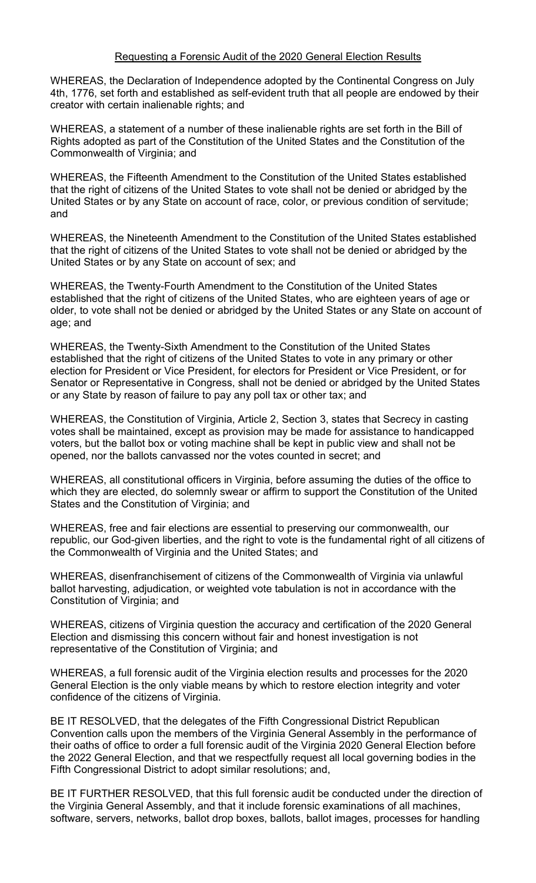Requesting a Forensic Audit of the 2020 General Election Results

WHEREAS, the Declaration of Independence adopted by the Continental Congress on July 4th, 1776, set forth and established as self-evident truth that all people are endowed by their creator with certain inalienable rights; and

WHEREAS, a statement of a number of these inalienable rights are set forth in the Bill of Rights adopted as part of the Constitution of the United States and the Constitution of the Commonwealth of Virginia; and

WHEREAS, the Fifteenth Amendment to the Constitution of the United States established that the right of citizens of the United States to vote shall not be denied or abridged by the United States or by any State on account of race, color, or previous condition of servitude; and

WHEREAS, the Nineteenth Amendment to the Constitution of the United States established that the right of citizens of the United States to vote shall not be denied or abridged by the United States or by any State on account of sex; and

WHEREAS, the Twenty-Fourth Amendment to the Constitution of the United States established that the right of citizens of the United States, who are eighteen years of age or older, to vote shall not be denied or abridged by the United States or any State on account of age; and

WHEREAS, the Twenty-Sixth Amendment to the Constitution of the United States established that the right of citizens of the United States to vote in any primary or other election for President or Vice President, for electors for President or Vice President, or for Senator or Representative in Congress, shall not be denied or abridged by the United States or any State by reason of failure to pay any poll tax or other tax; and

WHEREAS, the Constitution of Virginia, Article 2, Section 3, states that Secrecy in casting votes shall be maintained, except as provision may be made for assistance to handicapped voters, but the ballot box or voting machine shall be kept in public view and shall not be opened, nor the ballots canvassed nor the votes counted in secret; and

WHEREAS, all constitutional officers in Virginia, before assuming the duties of the office to which they are elected, do solemnly swear or affirm to support the Constitution of the United States and the Constitution of Virginia; and

WHEREAS, free and fair elections are essential to preserving our commonwealth, our republic, our God-given liberties, and the right to vote is the fundamental right of all citizens of the Commonwealth of Virginia and the United States; and

WHEREAS, disenfranchisement of citizens of the Commonwealth of Virginia via unlawful ballot harvesting, adjudication, or weighted vote tabulation is not in accordance with the Constitution of Virginia; and

WHEREAS, citizens of Virginia question the accuracy and certification of the 2020 General Election and dismissing this concern without fair and honest investigation is not representative of the Constitution of Virginia; and

WHEREAS, a full forensic audit of the Virginia election results and processes for the 2020 General Election is the only viable means by which to restore election integrity and voter confidence of the citizens of Virginia.

BE IT RESOLVED, that the delegates of the Fifth Congressional District Republican Convention calls upon the members of the Virginia General Assembly in the performance of their oaths of office to order a full forensic audit of the Virginia 2020 General Election before the 2022 General Election, and that we respectfully request all local governing bodies in the Fifth Congressional District to adopt similar resolutions; and,

BE IT FURTHER RESOLVED, that this full forensic audit be conducted under the direction of the Virginia General Assembly, and that it include forensic examinations of all machines, software, servers, networks, ballot drop boxes, ballots, ballot images, processes for handling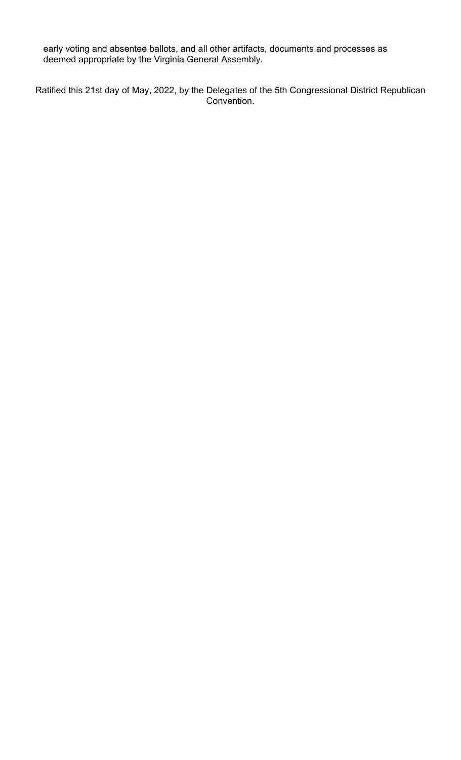early voting and absentee ballots, and all other artifacts, documents and processes as deemed appropriate by the Virginia General Assembly.

Ratified this 21st day of May, 2022, by the Delegates of the 5th Congressional District Republican Convention.